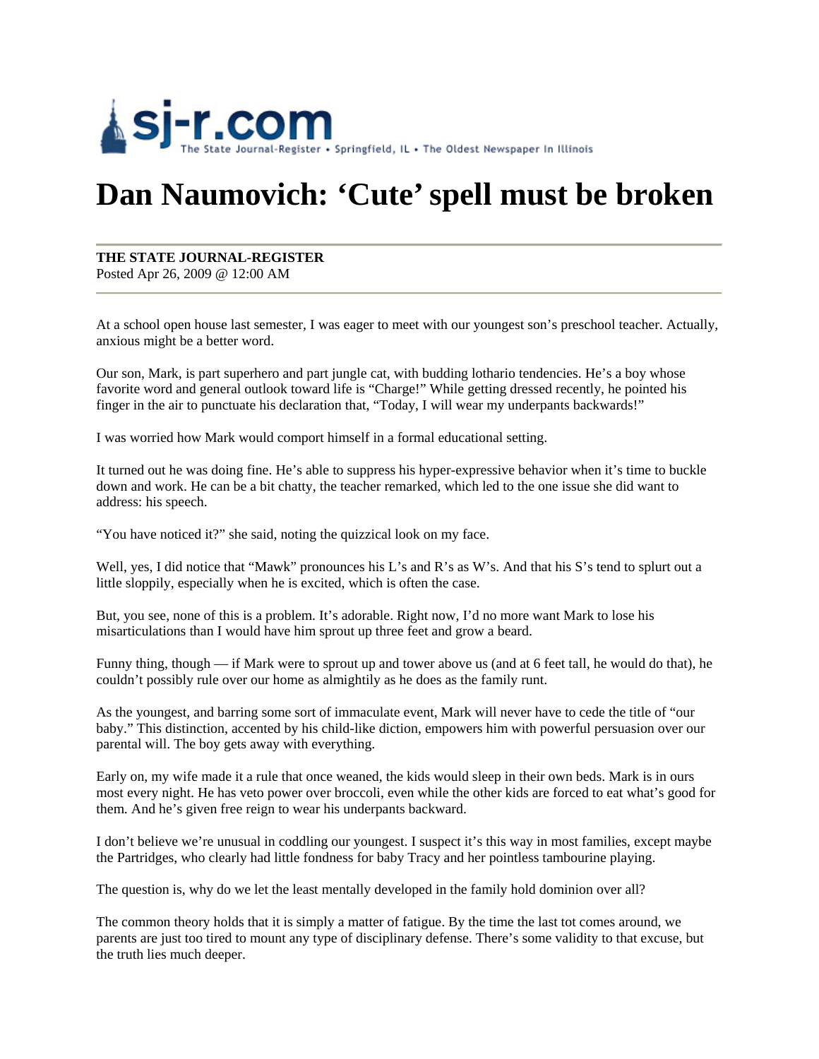sj-r.com The State Journal-Register • Springfield, IL • The Oldest Newspaper In Illinois

# Dan Naumovich: 'Cute' spell must be broken

**THE STATE JOURNAL-REGISTER**
Posted Apr 26, 2009 @ 12:00 AM

At a school open house last semester, I was eager to meet with our youngest son's preschool teacher. Actually, anxious might be a better word.

Our son, Mark, is part superhero and part jungle cat, with budding lothario tendencies. He's a boy whose favorite word and general outlook toward life is "Charge!" While getting dressed recently, he pointed his finger in the air to punctuate his declaration that, "Today, I will wear my underpants backwards!"

I was worried how Mark would comport himself in a formal educational setting.

It turned out he was doing fine. He's able to suppress his hyper-expressive behavior when it's time to buckle down and work. He can be a bit chatty, the teacher remarked, which led to the one issue she did want to address: his speech.

"You have noticed it?" she said, noting the quizzical look on my face.

Well, yes, I did notice that "Mawk" pronounces his L's and R's as W's. And that his S's tend to splurt out a little sloppily, especially when he is excited, which is often the case.

But, you see, none of this is a problem. It's adorable. Right now, I'd no more want Mark to lose his misarticulations than I would have him sprout up three feet and grow a beard.

Funny thing, though — if Mark were to sprout up and tower above us (and at 6 feet tall, he would do that), he couldn't possibly rule over our home as almightily as he does as the family runt.

As the youngest, and barring some sort of immaculate event, Mark will never have to cede the title of "our baby." This distinction, accented by his child-like diction, empowers him with powerful persuasion over our parental will. The boy gets away with everything.

Early on, my wife made it a rule that once weaned, the kids would sleep in their own beds. Mark is in ours most every night. He has veto power over broccoli, even while the other kids are forced to eat what's good for them. And he's given free reign to wear his underpants backward.

I don't believe we're unusual in coddling our youngest. I suspect it's this way in most families, except maybe the Partridges, who clearly had little fondness for baby Tracy and her pointless tambourine playing.

The question is, why do we let the least mentally developed in the family hold dominion over all?

The common theory holds that it is simply a matter of fatigue. By the time the last tot comes around, we parents are just too tired to mount any type of disciplinary defense. There's some validity to that excuse, but the truth lies much deeper.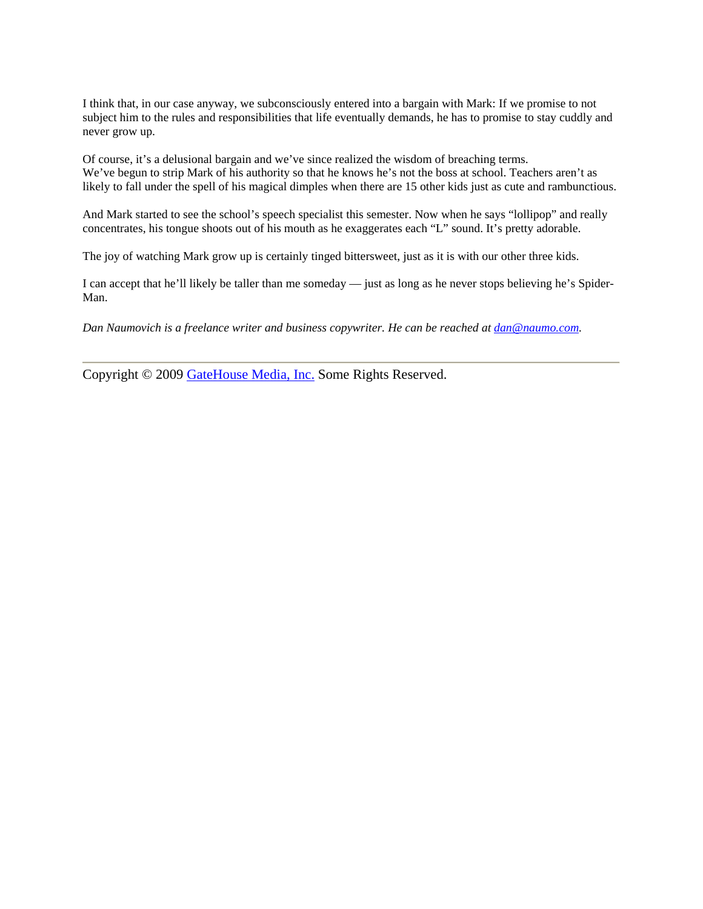I think that, in our case anyway, we subconsciously entered into a bargain with Mark: If we promise to not subject him to the rules and responsibilities that life eventually demands, he has to promise to stay cuddly and never grow up.

Of course, it's a delusional bargain and we've since realized the wisdom of breaching terms.
We've begun to strip Mark of his authority so that he knows he's not the boss at school. Teachers aren't as likely to fall under the spell of his magical dimples when there are 15 other kids just as cute and rambunctious.

And Mark started to see the school's speech specialist this semester. Now when he says "lollipop" and really concentrates, his tongue shoots out of his mouth as he exaggerates each "L" sound. It's pretty adorable.

The joy of watching Mark grow up is certainly tinged bittersweet, just as it is with our other three kids.

I can accept that he'll likely be taller than me someday — just as long as he never stops believing he's Spider-Man.

*Dan Naumovich is a freelance writer and business copywriter. He can be reached at dan@naumo.com.*

---

Copyright © 2009 GateHouse Media, Inc. Some Rights Reserved.